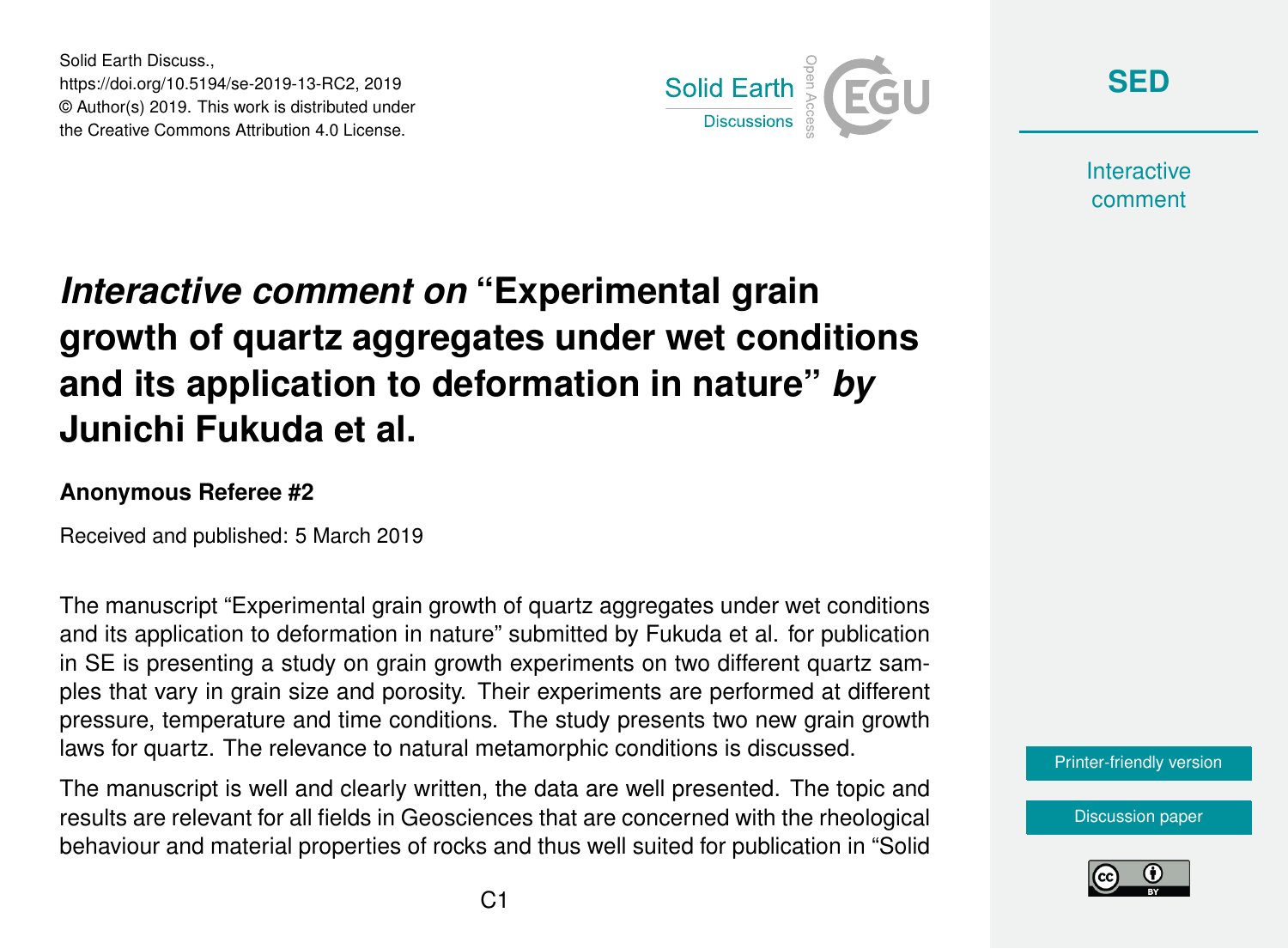Solid Earth Discuss.,
https://doi.org/10.5194/se-2019-13-RC2, 2019
© Author(s) 2019. This work is distributed under
the Creative Commons Attribution 4.0 License.

# *Interactive comment on* "Experimental grain growth of quartz aggregates under wet conditions and its application to deformation in nature" *by* Junichi Fukuda et al.

### Anonymous Referee #2

Received and published: 5 March 2019

The manuscript "Experimental grain growth of quartz aggregates under wet conditions and its application to deformation in nature" submitted by Fukuda et al. for publication in SE is presenting a study on grain growth experiments on two different quartz samples that vary in grain size and porosity. Their experiments are performed at different pressure, temperature and time conditions. The study presents two new grain growth laws for quartz. The relevance to natural metamorphic conditions is discussed.

The manuscript is well and clearly written, the data are well presented. The topic and results are relevant for all fields in Geosciences that are concerned with the rheological behaviour and material properties of rocks and thus well suited for publication in "Solid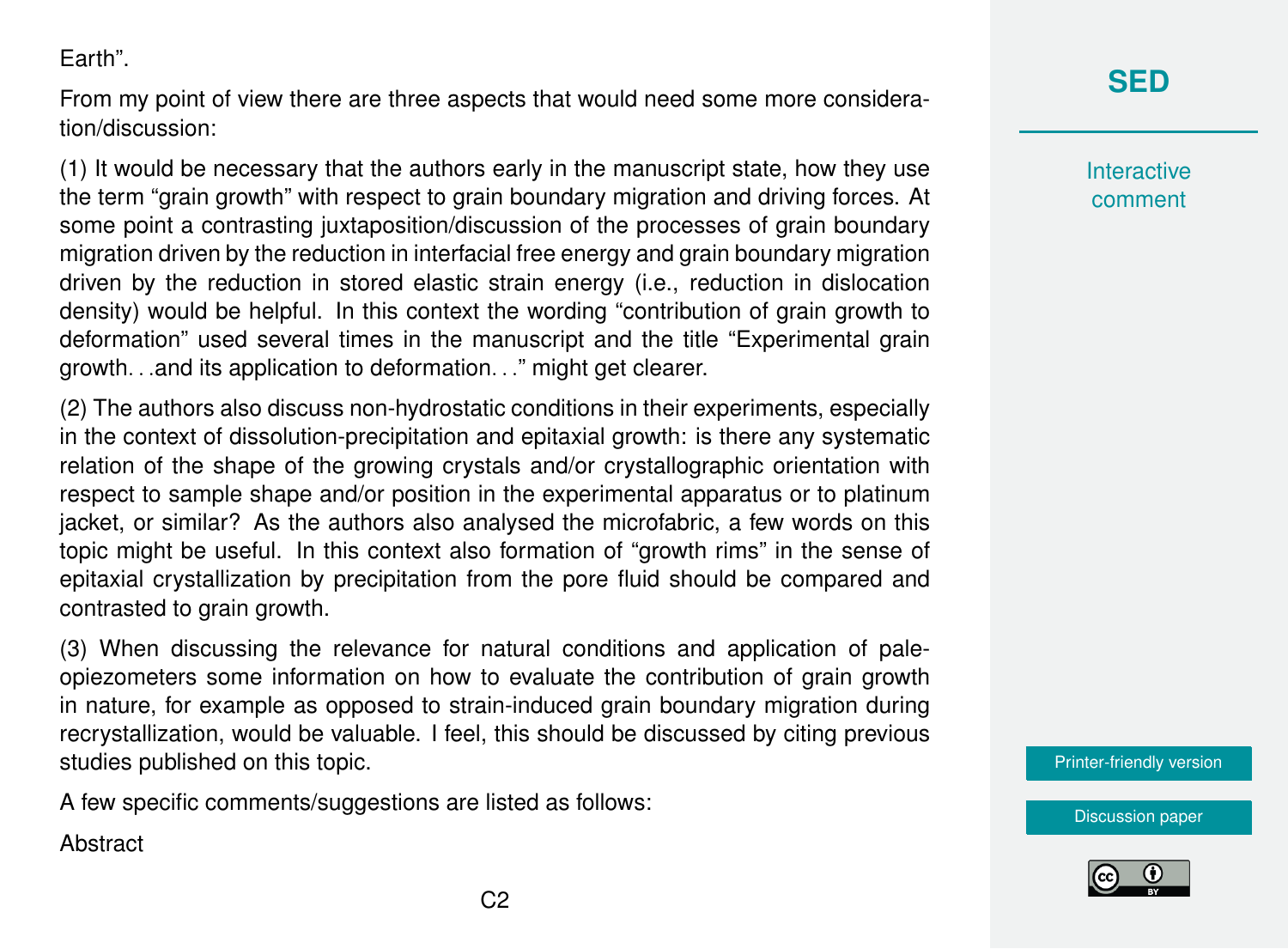Earth".

From my point of view there are three aspects that would need some more consideration/discussion:

(1) It would be necessary that the authors early in the manuscript state, how they use the term "grain growth" with respect to grain boundary migration and driving forces. At some point a contrasting juxtaposition/discussion of the processes of grain boundary migration driven by the reduction in interfacial free energy and grain boundary migration driven by the reduction in stored elastic strain energy (i.e., reduction in dislocation density) would be helpful. In this context the wording "contribution of grain growth to deformation" used several times in the manuscript and the title "Experimental grain growth...and its application to deformation..." might get clearer.

(2) The authors also discuss non-hydrostatic conditions in their experiments, especially in the context of dissolution-precipitation and epitaxial growth: is there any systematic relation of the shape of the growing crystals and/or crystallographic orientation with respect to sample shape and/or position in the experimental apparatus or to platinum jacket, or similar? As the authors also analysed the microfabric, a few words on this topic might be useful. In this context also formation of "growth rims" in the sense of epitaxial crystallization by precipitation from the pore fluid should be compared and contrasted to grain growth.

(3) When discussing the relevance for natural conditions and application of paleopiezometers some information on how to evaluate the contribution of grain growth in nature, for example as opposed to strain-induced grain boundary migration during recrystallization, would be valuable. I feel, this should be discussed by citing previous studies published on this topic.

A few specific comments/suggestions are listed as follows:

Abstract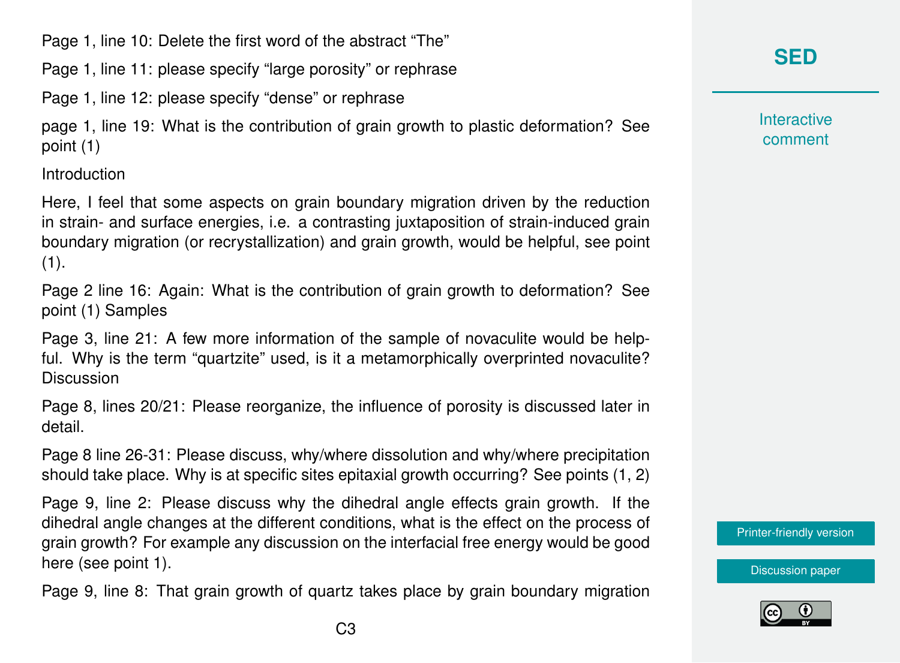Page 1, line 10: Delete the first word of the abstract "The"

Page 1, line 11: please specify "large porosity" or rephrase

Page 1, line 12: please specify "dense" or rephrase

page 1, line 19: What is the contribution of grain growth to plastic deformation? See point (1)

Introduction

Here, I feel that some aspects on grain boundary migration driven by the reduction in strain- and surface energies, i.e. a contrasting juxtaposition of strain-induced grain boundary migration (or recrystallization) and grain growth, would be helpful, see point (1).

Page 2 line 16: Again: What is the contribution of grain growth to deformation? See point (1) Samples

Page 3, line 21: A few more information of the sample of novaculite would be helpful. Why is the term "quartzite" used, is it a metamorphically overprinted novaculite? Discussion

Page 8, lines 20/21: Please reorganize, the influence of porosity is discussed later in detail.

Page 8 line 26-31: Please discuss, why/where dissolution and why/where precipitation should take place. Why is at specific sites epitaxial growth occurring? See points (1, 2)

Page 9, line 2: Please discuss why the dihedral angle effects grain growth. If the dihedral angle changes at the different conditions, what is the effect on the process of grain growth? For example any discussion on the interfacial free energy would be good here (see point 1).

Page 9, line 8: That grain growth of quartz takes place by grain boundary migration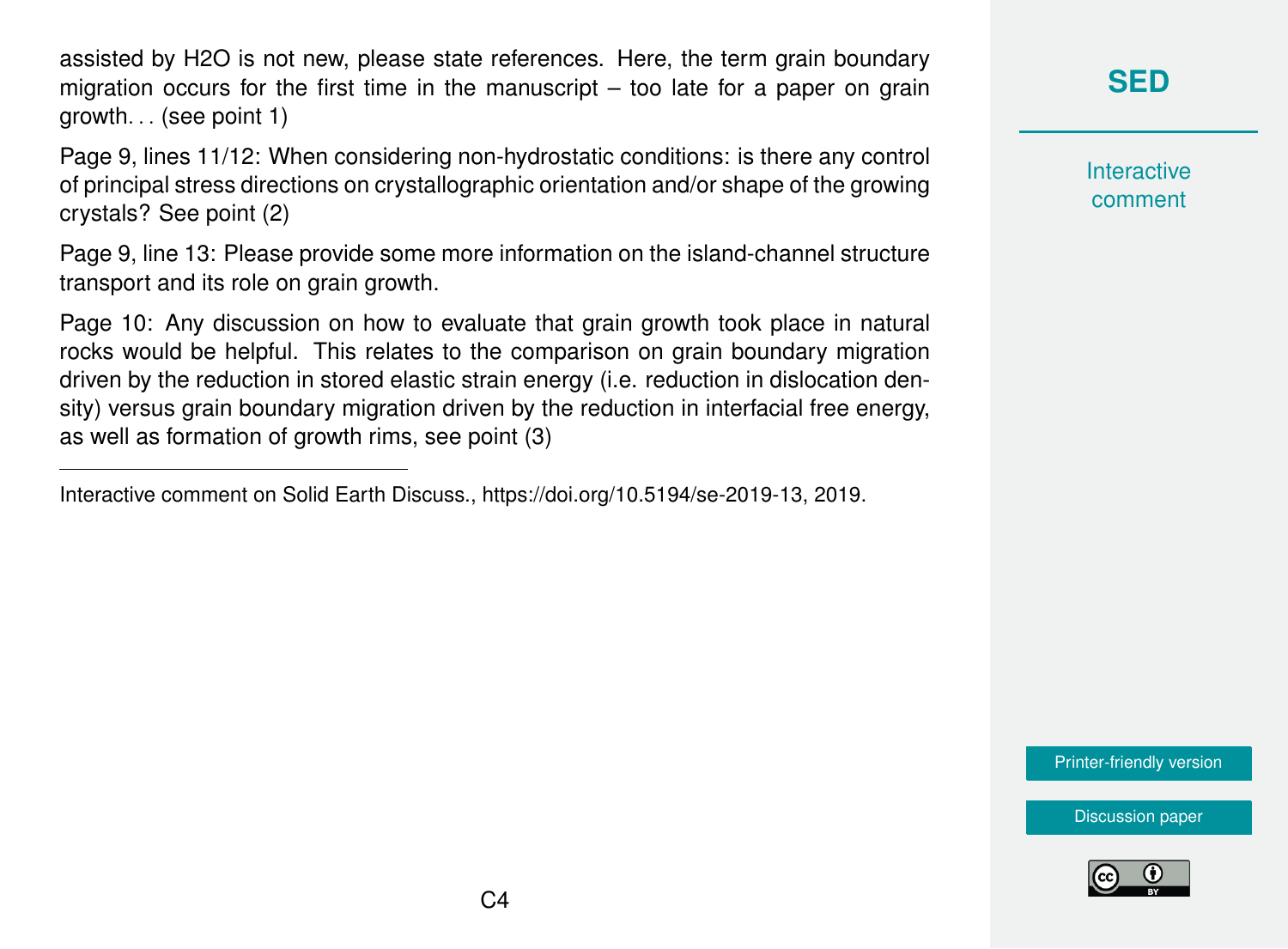assisted by $H_2O$ is not new, please state references. Here, the term grain boundary migration occurs for the first time in the manuscript – too late for a paper on grain growth. . . (see point 1)

Page 9, lines 11/12: When considering non-hydrostatic conditions: is there any control of principal stress directions on crystallographic orientation and/or shape of the growing crystals? See point (2)

Page 9, line 13: Please provide some more information on the island-channel structure transport and its role on grain growth.

Page 10: Any discussion on how to evaluate that grain growth took place in natural rocks would be helpful. This relates to the comparison on grain boundary migration driven by the reduction in stored elastic strain energy (i.e. reduction in dislocation density) versus grain boundary migration driven by the reduction in interfacial free energy, as well as formation of growth rims, see point (3)

---

Interactive comment on Solid Earth Discuss., https://doi.org/10.5194/se-2019-13, 2019.